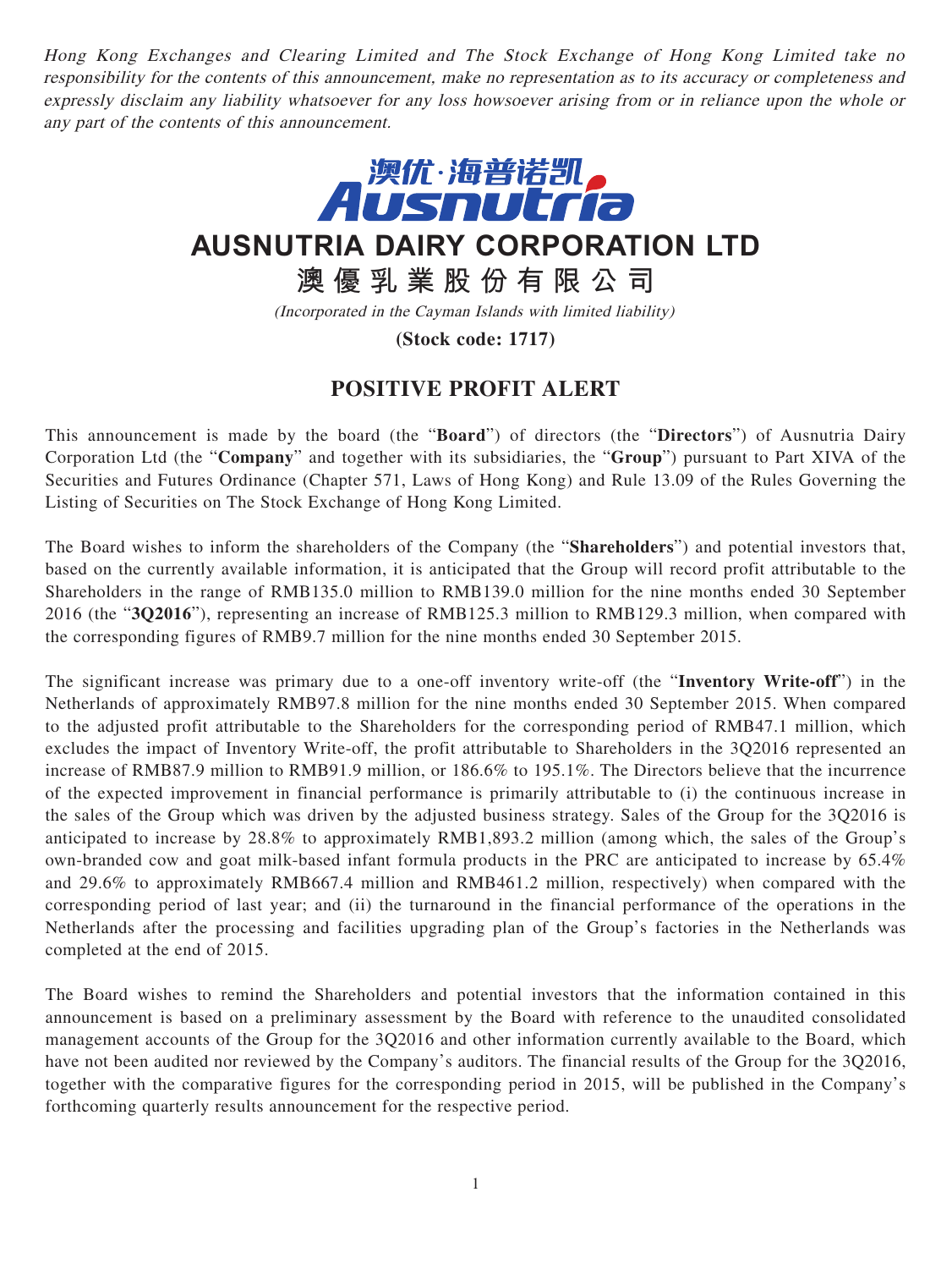*Hong Kong Exchanges and Clearing Limited and The Stock Exchange of Hong Kong Limited take no responsibility for the contents of this announcement, make no representation as to its accuracy or completeness and expressly disclaim any liability whatsoever for any loss howsoever arising from or in reliance upon the whole or any part of the contents of this announcement.*

澳优·海普诺凯
Ausnutria

# AUSNUTRIA DAIRY CORPORATION LTD

# 澳優乳業股份有限公司

*(Incorporated in the Cayman Islands with limited liability)*

**(Stock code: 1717)**

## POSITIVE PROFIT ALERT

This announcement is made by the board (the "**Board**") of directors (the "**Directors**") of Ausnutria Dairy Corporation Ltd (the "**Company**" and together with its subsidiaries, the "**Group**") pursuant to Part XIVA of the Securities and Futures Ordinance (Chapter 571, Laws of Hong Kong) and Rule 13.09 of the Rules Governing the Listing of Securities on The Stock Exchange of Hong Kong Limited.

The Board wishes to inform the shareholders of the Company (the "**Shareholders**") and potential investors that, based on the currently available information, it is anticipated that the Group will record profit attributable to the Shareholders in the range of RMB135.0 million to RMB139.0 million for the nine months ended 30 September 2016 (the "**3Q2016**"), representing an increase of RMB125.3 million to RMB129.3 million, when compared with the corresponding figures of RMB9.7 million for the nine months ended 30 September 2015.

The significant increase was primary due to a one-off inventory write-off (the "**Inventory Write-off**") in the Netherlands of approximately RMB97.8 million for the nine months ended 30 September 2015. When compared to the adjusted profit attributable to the Shareholders for the corresponding period of RMB47.1 million, which excludes the impact of Inventory Write-off, the profit attributable to Shareholders in the 3Q2016 represented an increase of RMB87.9 million to RMB91.9 million, or 186.6% to 195.1%. The Directors believe that the incurrence of the expected improvement in financial performance is primarily attributable to (i) the continuous increase in the sales of the Group which was driven by the adjusted business strategy. Sales of the Group for the 3Q2016 is anticipated to increase by 28.8% to approximately RMB1,893.2 million (among which, the sales of the Group's own-branded cow and goat milk-based infant formula products in the PRC are anticipated to increase by 65.4% and 29.6% to approximately RMB667.4 million and RMB461.2 million, respectively) when compared with the corresponding period of last year; and (ii) the turnaround in the financial performance of the operations in the Netherlands after the processing and facilities upgrading plan of the Group's factories in the Netherlands was completed at the end of 2015.

The Board wishes to remind the Shareholders and potential investors that the information contained in this announcement is based on a preliminary assessment by the Board with reference to the unaudited consolidated management accounts of the Group for the 3Q2016 and other information currently available to the Board, which have not been audited nor reviewed by the Company's auditors. The financial results of the Group for the 3Q2016, together with the comparative figures for the corresponding period in 2015, will be published in the Company's forthcoming quarterly results announcement for the respective period.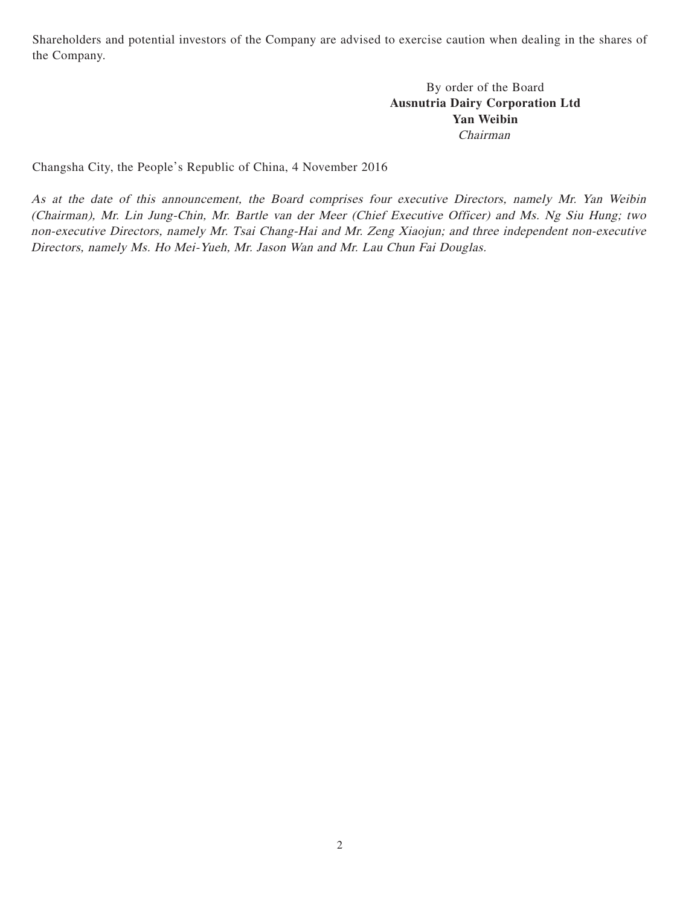Shareholders and potential investors of the Company are advised to exercise caution when dealing in the shares of the Company.

By order of the Board
**Ausnutria Dairy Corporation Ltd**
**Yan Weibin**
*Chairman*

Changsha City, the People's Republic of China, 4 November 2016

*As at the date of this announcement, the Board comprises four executive Directors, namely Mr. Yan Weibin (Chairman), Mr. Lin Jung-Chin, Mr. Bartle van der Meer (Chief Executive Officer) and Ms. Ng Siu Hung; two non-executive Directors, namely Mr. Tsai Chang-Hai and Mr. Zeng Xiaojun; and three independent non-executive Directors, namely Ms. Ho Mei-Yueh, Mr. Jason Wan and Mr. Lau Chun Fai Douglas.*